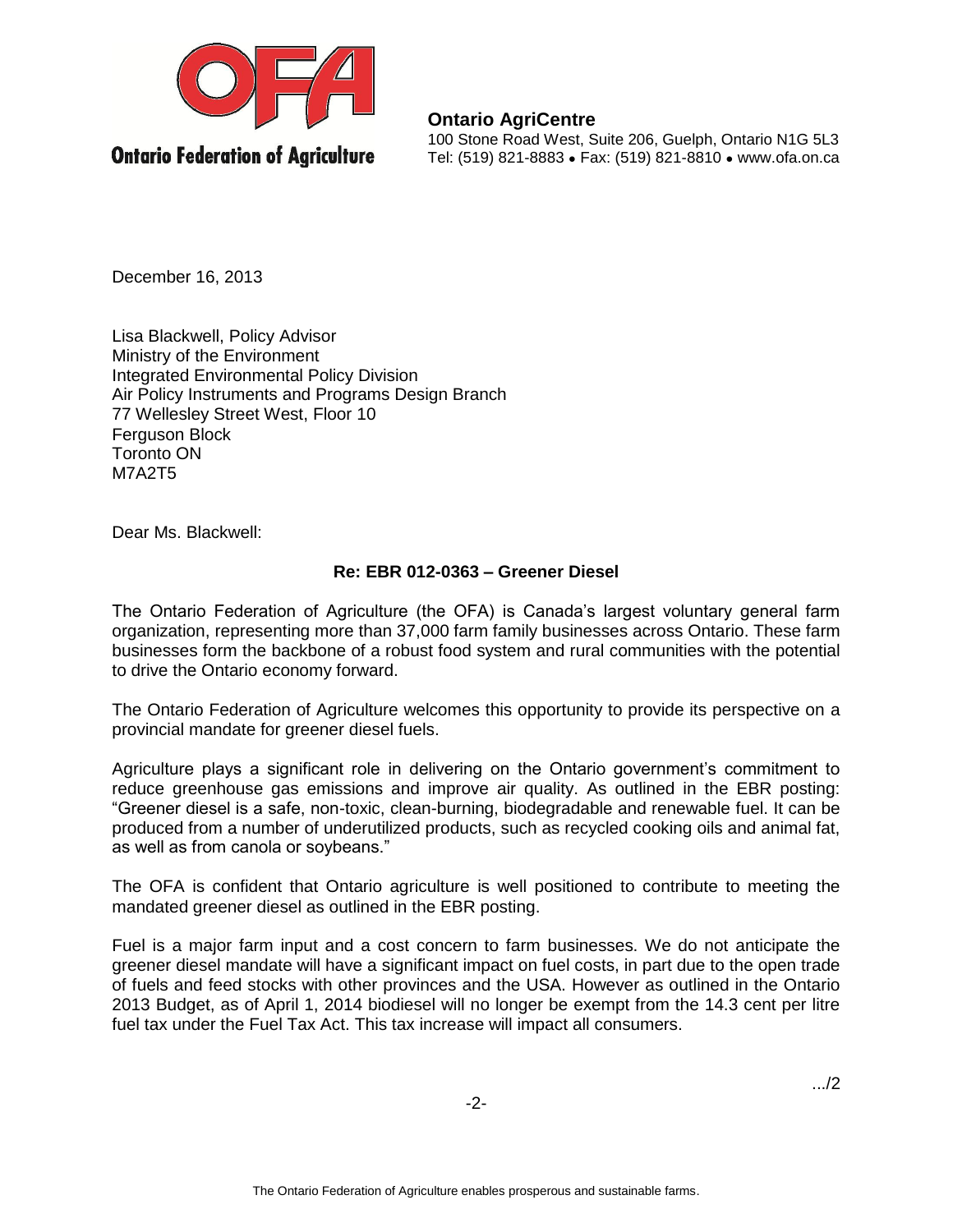**Ontario Federation of Agriculture**

**Ontario AgriCentre**
100 Stone Road West, Suite 206, Guelph, Ontario N1G 5L3
Tel: (519) 821-8883 • Fax: (519) 821-8810 • www.ofa.on.ca

December 16, 2013

Lisa Blackwell, Policy Advisor
Ministry of the Environment
Integrated Environmental Policy Division
Air Policy Instruments and Programs Design Branch
77 Wellesley Street West, Floor 10
Ferguson Block
Toronto ON
M7A2T5

Dear Ms. Blackwell:

**Re: EBR 012-0363 – Greener Diesel**

The Ontario Federation of Agriculture (the OFA) is Canada's largest voluntary general farm organization, representing more than 37,000 farm family businesses across Ontario. These farm businesses form the backbone of a robust food system and rural communities with the potential to drive the Ontario economy forward.

The Ontario Federation of Agriculture welcomes this opportunity to provide its perspective on a provincial mandate for greener diesel fuels.

Agriculture plays a significant role in delivering on the Ontario government's commitment to reduce greenhouse gas emissions and improve air quality. As outlined in the EBR posting: "Greener diesel is a safe, non-toxic, clean-burning, biodegradable and renewable fuel. It can be produced from a number of underutilized products, such as recycled cooking oils and animal fat, as well as from canola or soybeans."

The OFA is confident that Ontario agriculture is well positioned to contribute to meeting the mandated greener diesel as outlined in the EBR posting.

Fuel is a major farm input and a cost concern to farm businesses. We do not anticipate the greener diesel mandate will have a significant impact on fuel costs, in part due to the open trade of fuels and feed stocks with other provinces and the USA. However as outlined in the Ontario 2013 Budget, as of April 1, 2014 biodiesel will no longer be exempt from the 14.3 cent per litre fuel tax under the Fuel Tax Act. This tax increase will impact all consumers.

.../2

The Ontario Federation of Agriculture enables prosperous and sustainable farms.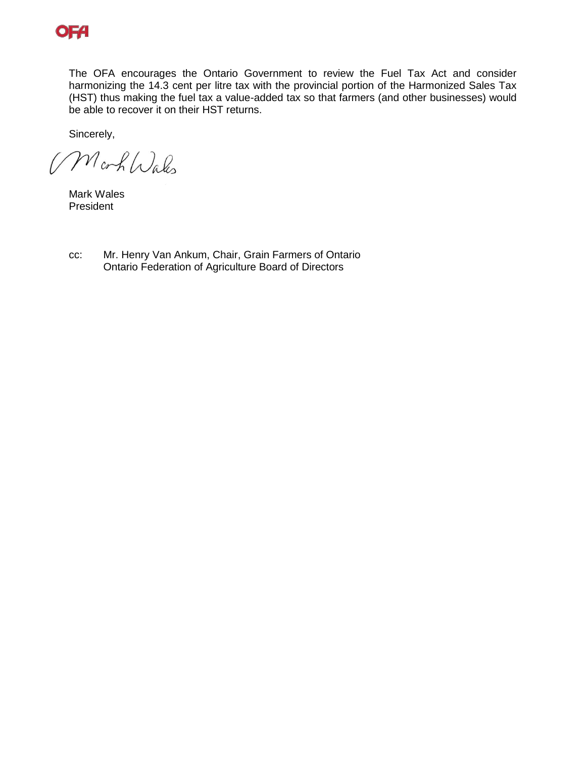The OFA encourages the Ontario Government to review the Fuel Tax Act and consider harmonizing the 14.3 cent per litre tax with the provincial portion of the Harmonized Sales Tax (HST) thus making the fuel tax a value-added tax so that farmers (and other businesses) would be able to recover it on their HST returns.

Sincerely,

Mark Wales
President

cc: Mr. Henry Van Ankum, Chair, Grain Farmers of Ontario
Ontario Federation of Agriculture Board of Directors